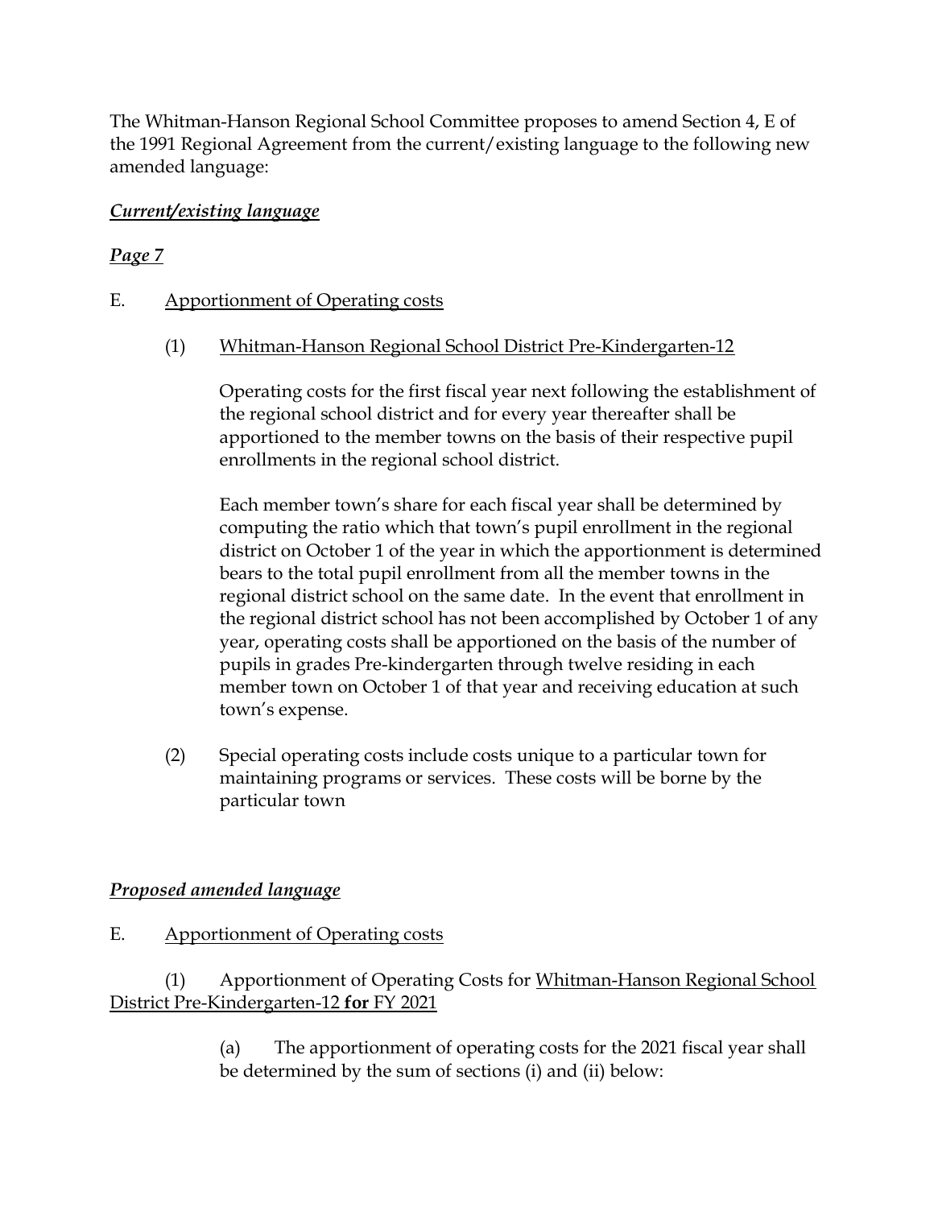The Whitman-Hanson Regional School Committee proposes to amend Section 4, E of the 1991 Regional Agreement from the current/existing language to the following new amended language:

***<u>Current/existing language</u>***

***<u>Page 7</u>***

E. <u>Apportionment of Operating costs</u>

(1) <u>Whitman-Hanson Regional School District Pre-Kindergarten-12</u>

Operating costs for the first fiscal year next following the establishment of the regional school district and for every year thereafter shall be apportioned to the member towns on the basis of their respective pupil enrollments in the regional school district.

Each member town's share for each fiscal year shall be determined by computing the ratio which that town's pupil enrollment in the regional district on October 1 of the year in which the apportionment is determined bears to the total pupil enrollment from all the member towns in the regional district school on the same date. In the event that enrollment in the regional district school has not been accomplished by October 1 of any year, operating costs shall be apportioned on the basis of the number of pupils in grades Pre-kindergarten through twelve residing in each member town on October 1 of that year and receiving education at such town's expense.

(2) Special operating costs include costs unique to a particular town for maintaining programs or services. These costs will be borne by the particular town

***<u>Proposed amended language</u>***

E. <u>Apportionment of Operating costs</u>

(1) Apportionment of Operating Costs for <u>Whitman-Hanson Regional School District Pre-Kindergarten-12 **for** FY 2021</u>

(a) The apportionment of operating costs for the 2021 fiscal year shall be determined by the sum of sections (i) and (ii) below: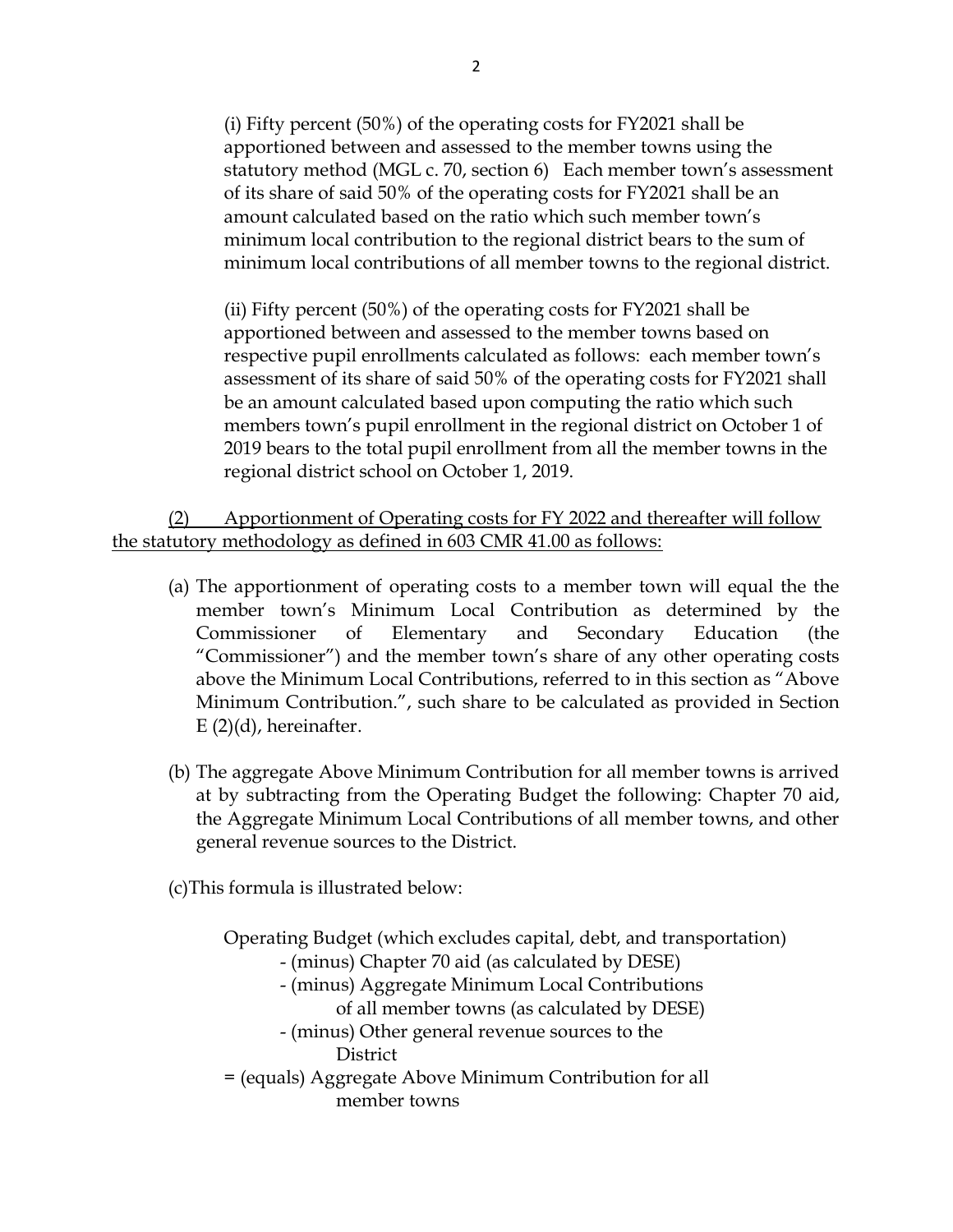(i) Fifty percent (50%) of the operating costs for FY2021 shall be apportioned between and assessed to the member towns using the statutory method (MGL c. 70, section 6) Each member town's assessment of its share of said 50% of the operating costs for FY2021 shall be an amount calculated based on the ratio which such member town's minimum local contribution to the regional district bears to the sum of minimum local contributions of all member towns to the regional district.

(ii) Fifty percent (50%) of the operating costs for FY2021 shall be apportioned between and assessed to the member towns based on respective pupil enrollments calculated as follows: each member town's assessment of its share of said 50% of the operating costs for FY2021 shall be an amount calculated based upon computing the ratio which such members town's pupil enrollment in the regional district on October 1 of 2019 bears to the total pupil enrollment from all the member towns in the regional district school on October 1, 2019.

<u>(2) Apportionment of Operating costs for FY 2022 and thereafter will follow the statutory methodology as defined in 603 CMR 41.00 as follows:</u>

(a) The apportionment of operating costs to a member town will equal the the member town's Minimum Local Contribution as determined by the Commissioner of Elementary and Secondary Education (the "Commissioner") and the member town's share of any other operating costs above the Minimum Local Contributions, referred to in this section as "Above Minimum Contribution.", such share to be calculated as provided in Section E (2)(d), hereinafter.

(b) The aggregate Above Minimum Contribution for all member towns is arrived at by subtracting from the Operating Budget the following: Chapter 70 aid, the Aggregate Minimum Local Contributions of all member towns, and other general revenue sources to the District.

(c)This formula is illustrated below:

Operating Budget (which excludes capital, debt, and transportation)
- (minus) Chapter 70 aid (as calculated by DESE)
- (minus) Aggregate Minimum Local Contributions of all member towns (as calculated by DESE)
- (minus) Other general revenue sources to the District

= (equals) Aggregate Above Minimum Contribution for all member towns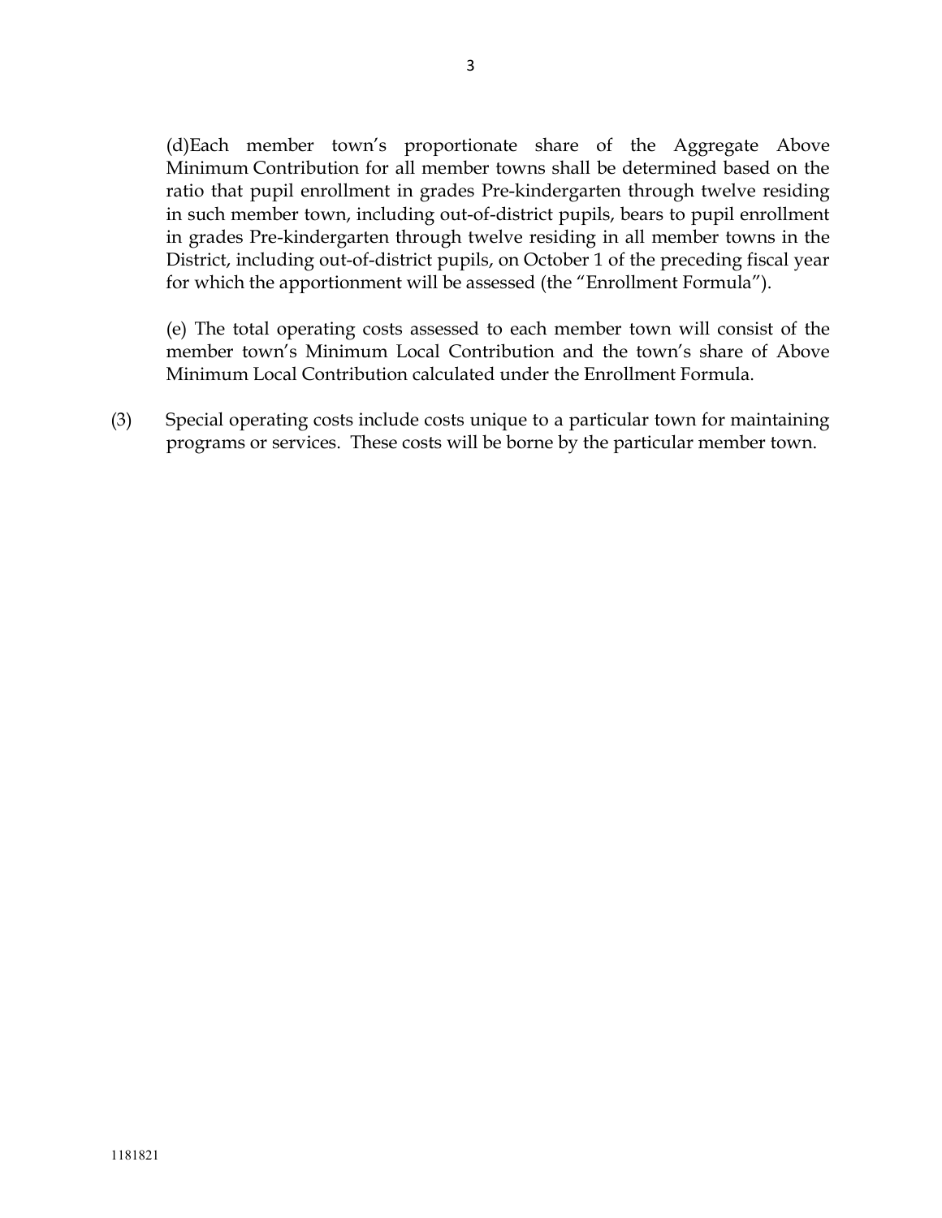(d)Each member town's proportionate share of the Aggregate Above Minimum Contribution for all member towns shall be determined based on the ratio that pupil enrollment in grades Pre-kindergarten through twelve residing in such member town, including out-of-district pupils, bears to pupil enrollment in grades Pre-kindergarten through twelve residing in all member towns in the District, including out-of-district pupils, on October 1 of the preceding fiscal year for which the apportionment will be assessed (the "Enrollment Formula").

(e) The total operating costs assessed to each member town will consist of the member town's Minimum Local Contribution and the town's share of Above Minimum Local Contribution calculated under the Enrollment Formula.

(3) Special operating costs include costs unique to a particular town for maintaining programs or services. These costs will be borne by the particular member town.

1181821